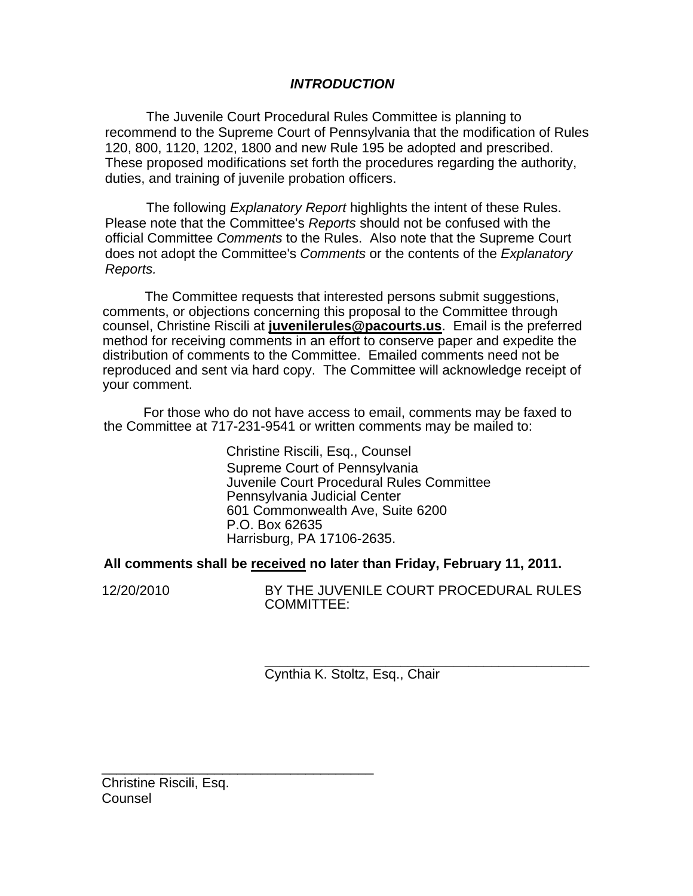## *INTRODUCTION*

The Juvenile Court Procedural Rules Committee is planning to recommend to the Supreme Court of Pennsylvania that the modification of Rules 120, 800, 1120, 1202, 1800 and new Rule 195 be adopted and prescribed. These proposed modifications set forth the procedures regarding the authority, duties, and training of juvenile probation officers.

The following *Explanatory Report* highlights the intent of these Rules. Please note that the Committee's *Reports* should not be confused with the official Committee *Comments* to the Rules. Also note that the Supreme Court does not adopt the Committee's *Comments* or the contents of the *Explanatory Reports.*

The Committee requests that interested persons submit suggestions, comments, or objections concerning this proposal to the Committee through counsel, Christine Riscili at **juvenilerules@pacourts.us**. Email is the preferred method for receiving comments in an effort to conserve paper and expedite the distribution of comments to the Committee. Emailed comments need not be reproduced and sent via hard copy. The Committee will acknowledge receipt of your comment.

For those who do not have access to email, comments may be faxed to the Committee at 717-231-9541 or written comments may be mailed to:

Christine Riscili, Esq., Counsel
Supreme Court of Pennsylvania
Juvenile Court Procedural Rules Committee
Pennsylvania Judicial Center
601 Commonwealth Ave, Suite 6200
P.O. Box 62635
Harrisburg, PA 17106-2635.

**All comments shall be received no later than Friday, February 11, 2011.**

12/20/2010 BY THE JUVENILE COURT PROCEDURAL RULES COMMITTEE:

\_\_\_\_\_\_\_\_\_\_\_\_\_\_\_\_\_\_\_\_\_\_\_\_\_\_\_\_\_\_\_\_\_\_\_\_\_\_
Cynthia K. Stoltz, Esq., Chair

\_\_\_\_\_\_\_\_\_\_\_\_\_\_\_\_\_\_\_\_\_\_\_\_\_\_\_\_\_\_\_\_\_\_\_\_\_\_
Christine Riscili, Esq.
Counsel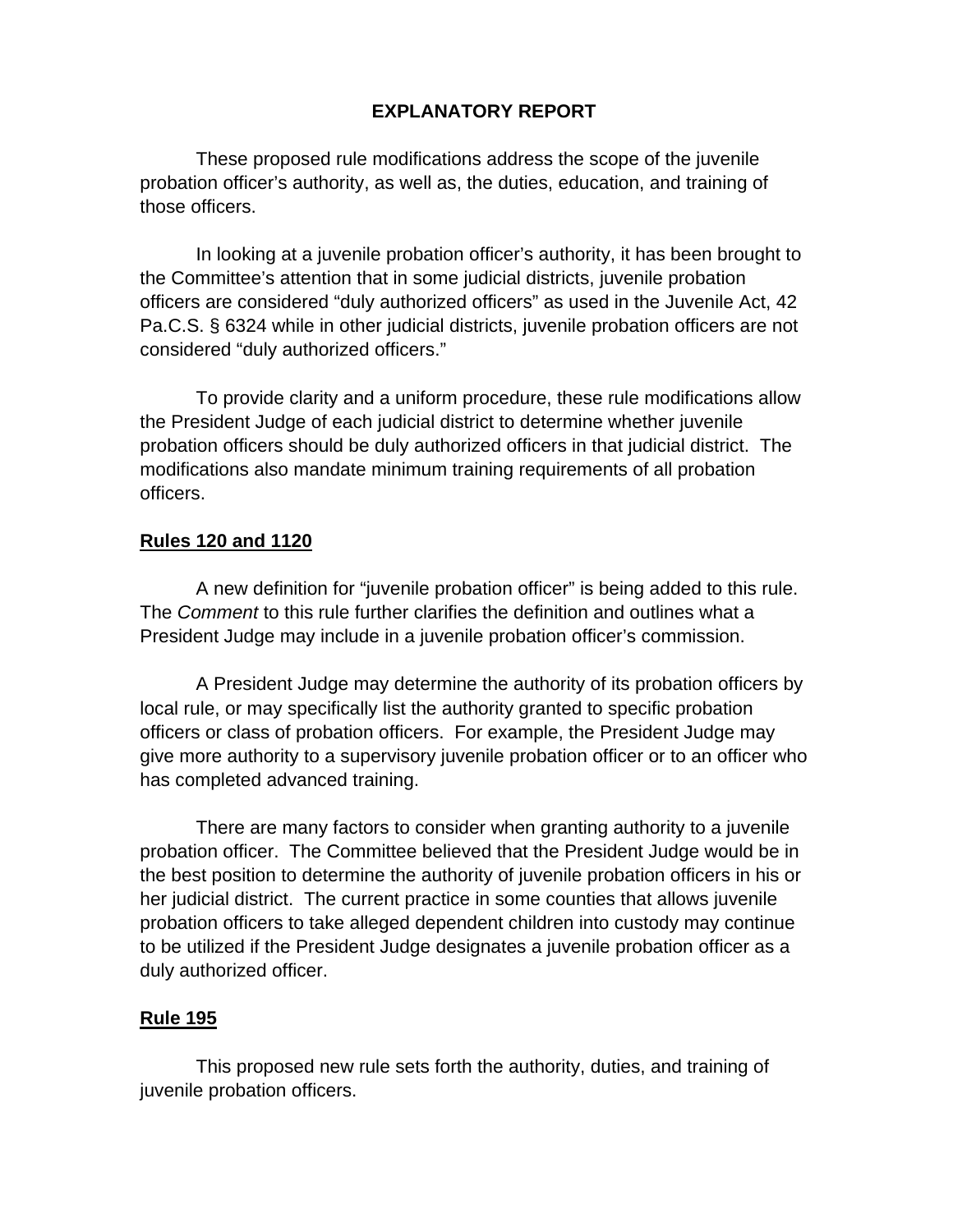# EXPLANATORY REPORT

These proposed rule modifications address the scope of the juvenile probation officer's authority, as well as, the duties, education, and training of those officers.

In looking at a juvenile probation officer's authority, it has been brought to the Committee's attention that in some judicial districts, juvenile probation officers are considered "duly authorized officers" as used in the Juvenile Act, 42 Pa.C.S. § 6324 while in other judicial districts, juvenile probation officers are not considered "duly authorized officers."

To provide clarity and a uniform procedure, these rule modifications allow the President Judge of each judicial district to determine whether juvenile probation officers should be duly authorized officers in that judicial district. The modifications also mandate minimum training requirements of all probation officers.

## <u>Rules 120 and 1120</u>

A new definition for "juvenile probation officer" is being added to this rule. The *Comment* to this rule further clarifies the definition and outlines what a President Judge may include in a juvenile probation officer's commission.

A President Judge may determine the authority of its probation officers by local rule, or may specifically list the authority granted to specific probation officers or class of probation officers. For example, the President Judge may give more authority to a supervisory juvenile probation officer or to an officer who has completed advanced training.

There are many factors to consider when granting authority to a juvenile probation officer. The Committee believed that the President Judge would be in the best position to determine the authority of juvenile probation officers in his or her judicial district. The current practice in some counties that allows juvenile probation officers to take alleged dependent children into custody may continue to be utilized if the President Judge designates a juvenile probation officer as a duly authorized officer.

## <u>Rule 195</u>

This proposed new rule sets forth the authority, duties, and training of juvenile probation officers.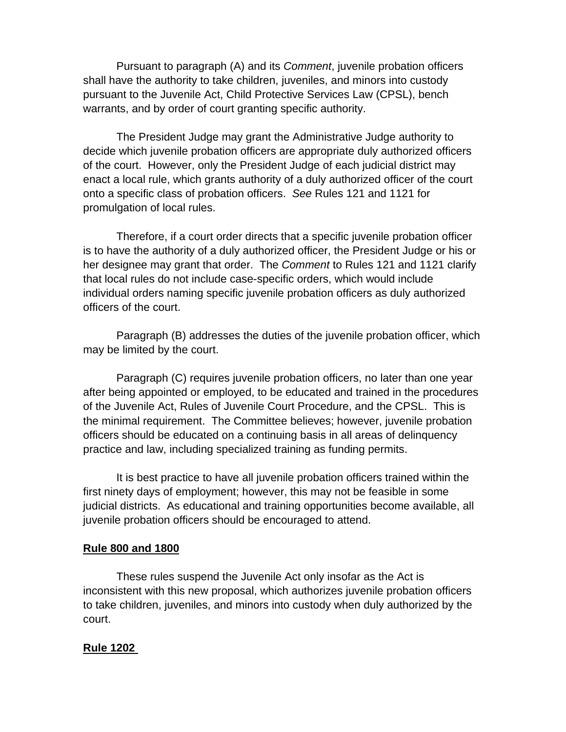Pursuant to paragraph (A) and its *Comment*, juvenile probation officers shall have the authority to take children, juveniles, and minors into custody pursuant to the Juvenile Act, Child Protective Services Law (CPSL), bench warrants, and by order of court granting specific authority.

The President Judge may grant the Administrative Judge authority to decide which juvenile probation officers are appropriate duly authorized officers of the court. However, only the President Judge of each judicial district may enact a local rule, which grants authority of a duly authorized officer of the court onto a specific class of probation officers. *See* Rules 121 and 1121 for promulgation of local rules.

Therefore, if a court order directs that a specific juvenile probation officer is to have the authority of a duly authorized officer, the President Judge or his or her designee may grant that order. The *Comment* to Rules 121 and 1121 clarify that local rules do not include case-specific orders, which would include individual orders naming specific juvenile probation officers as duly authorized officers of the court.

Paragraph (B) addresses the duties of the juvenile probation officer, which may be limited by the court.

Paragraph (C) requires juvenile probation officers, no later than one year after being appointed or employed, to be educated and trained in the procedures of the Juvenile Act, Rules of Juvenile Court Procedure, and the CPSL. This is the minimal requirement. The Committee believes; however, juvenile probation officers should be educated on a continuing basis in all areas of delinquency practice and law, including specialized training as funding permits.

It is best practice to have all juvenile probation officers trained within the first ninety days of employment; however, this may not be feasible in some judicial districts. As educational and training opportunities become available, all juvenile probation officers should be encouraged to attend.

**Rule 800 and 1800**

These rules suspend the Juvenile Act only insofar as the Act is inconsistent with this new proposal, which authorizes juvenile probation officers to take children, juveniles, and minors into custody when duly authorized by the court.

**Rule 1202**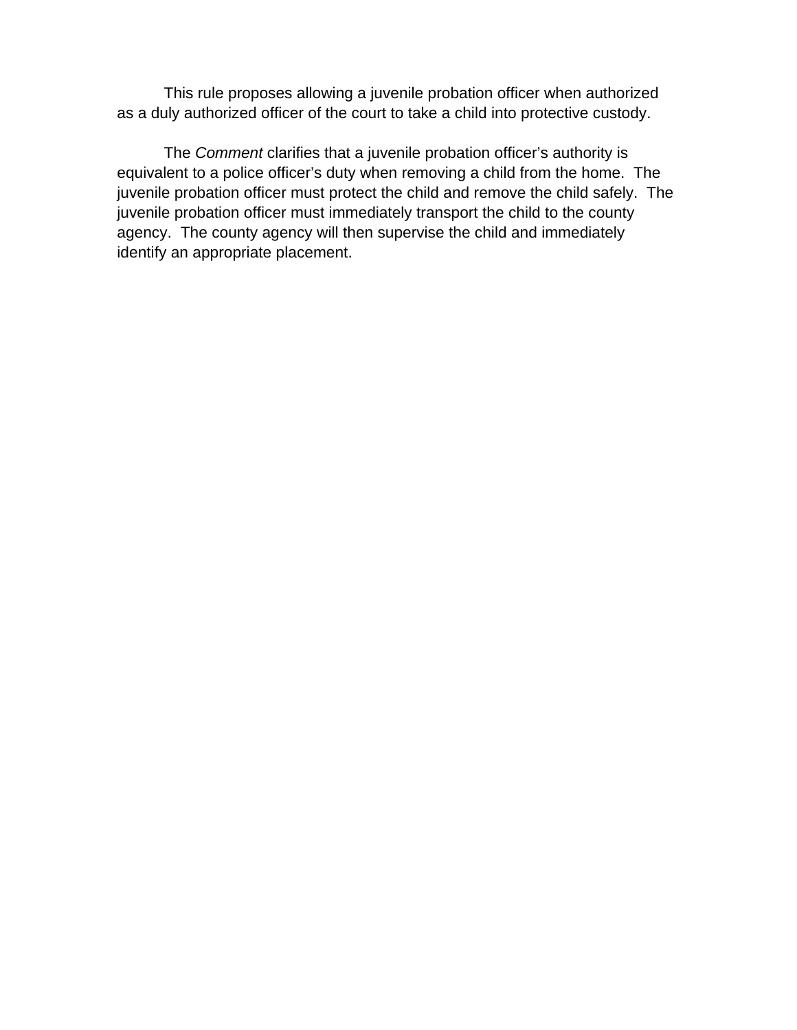This rule proposes allowing a juvenile probation officer when authorized as a duly authorized officer of the court to take a child into protective custody.

The *Comment* clarifies that a juvenile probation officer's authority is equivalent to a police officer's duty when removing a child from the home. The juvenile probation officer must protect the child and remove the child safely. The juvenile probation officer must immediately transport the child to the county agency. The county agency will then supervise the child and immediately identify an appropriate placement.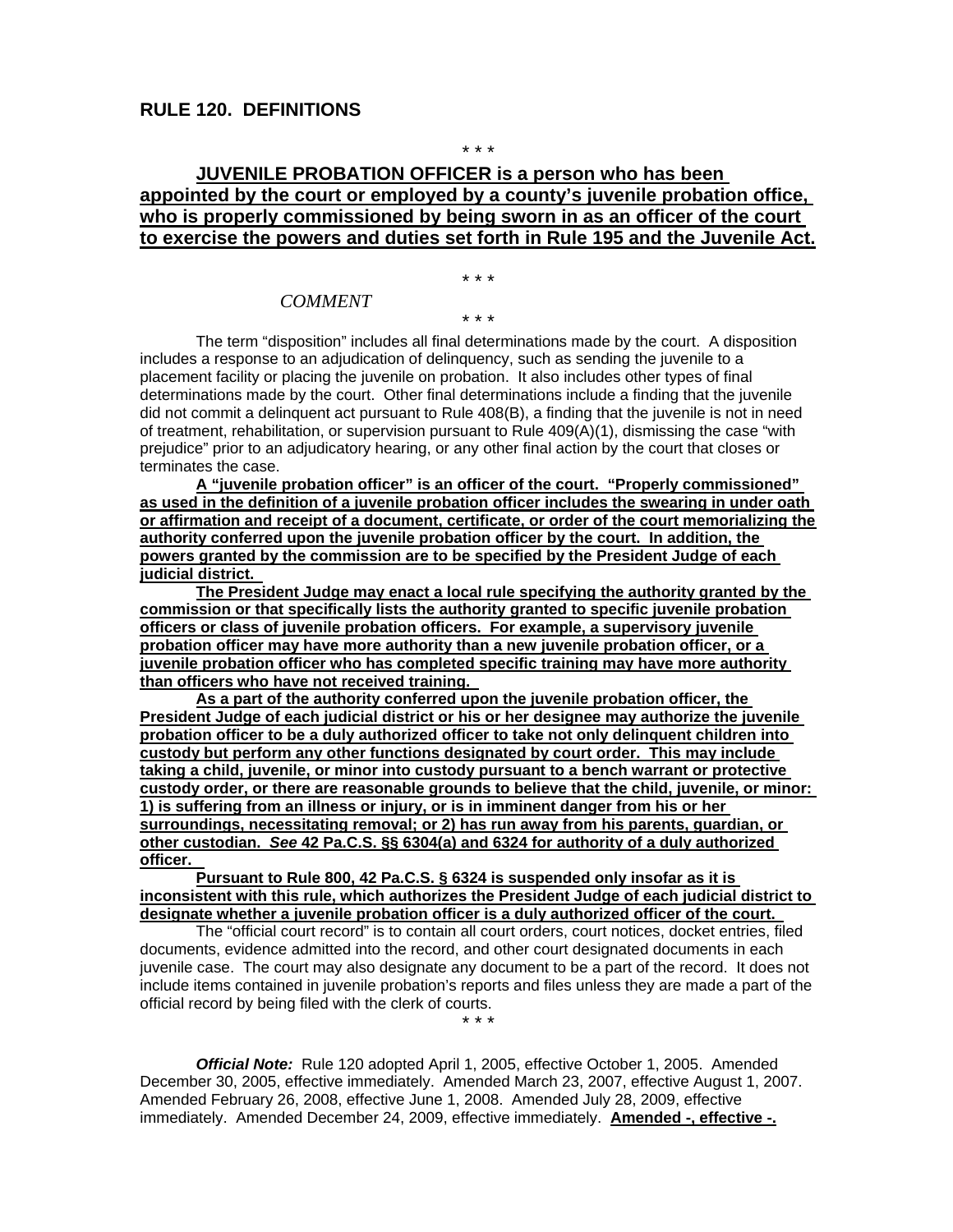## RULE 120. DEFINITIONS

\* \* \*

**JUVENILE PROBATION OFFICER is a person who has been appointed by the court or employed by a county's juvenile probation office, who is properly commissioned by being sworn in as an officer of the court to exercise the powers and duties set forth in Rule 195 and the Juvenile Act.**

\* \* \*

*COMMENT*

\* \* \*

The term "disposition" includes all final determinations made by the court. A disposition includes a response to an adjudication of delinquency, such as sending the juvenile to a placement facility or placing the juvenile on probation. It also includes other types of final determinations made by the court. Other final determinations include a finding that the juvenile did not commit a delinquent act pursuant to Rule 408(B), a finding that the juvenile is not in need of treatment, rehabilitation, or supervision pursuant to Rule 409(A)(1), dismissing the case "with prejudice" prior to an adjudicatory hearing, or any other final action by the court that closes or terminates the case.

**A "juvenile probation officer" is an officer of the court. "Properly commissioned" as used in the definition of a juvenile probation officer includes the swearing in under oath or affirmation and receipt of a document, certificate, or order of the court memorializing the authority conferred upon the juvenile probation officer by the court. In addition, the powers granted by the commission are to be specified by the President Judge of each judicial district.**

**The President Judge may enact a local rule specifying the authority granted by the commission or that specifically lists the authority granted to specific juvenile probation officers or class of juvenile probation officers. For example, a supervisory juvenile probation officer may have more authority than a new juvenile probation officer, or a juvenile probation officer who has completed specific training may have more authority than officers who have not received training.**

**As a part of the authority conferred upon the juvenile probation officer, the President Judge of each judicial district or his or her designee may authorize the juvenile probation officer to be a duly authorized officer to take not only delinquent children into custody but perform any other functions designated by court order. This may include taking a child, juvenile, or minor into custody pursuant to a bench warrant or protective custody order, or there are reasonable grounds to believe that the child, juvenile, or minor: 1) is suffering from an illness or injury, or is in imminent danger from his or her surroundings, necessitating removal; or 2) has run away from his parents, guardian, or other custodian. *See* 42 Pa.C.S. §§ 6304(a) and 6324 for authority of a duly authorized officer.**

**Pursuant to Rule 800, 42 Pa.C.S. § 6324 is suspended only insofar as it is inconsistent with this rule, which authorizes the President Judge of each judicial district to designate whether a juvenile probation officer is a duly authorized officer of the court.**

The "official court record" is to contain all court orders, court notices, docket entries, filed documents, evidence admitted into the record, and other court designated documents in each juvenile case. The court may also designate any document to be a part of the record. It does not include items contained in juvenile probation's reports and files unless they are made a part of the official record by being filed with the clerk of courts.

\* \* \*

***Official Note:*** Rule 120 adopted April 1, 2005, effective October 1, 2005. Amended December 30, 2005, effective immediately. Amended March 23, 2007, effective August 1, 2007. Amended February 26, 2008, effective June 1, 2008. Amended July 28, 2009, effective immediately. Amended December 24, 2009, effective immediately. **Amended -, effective -.**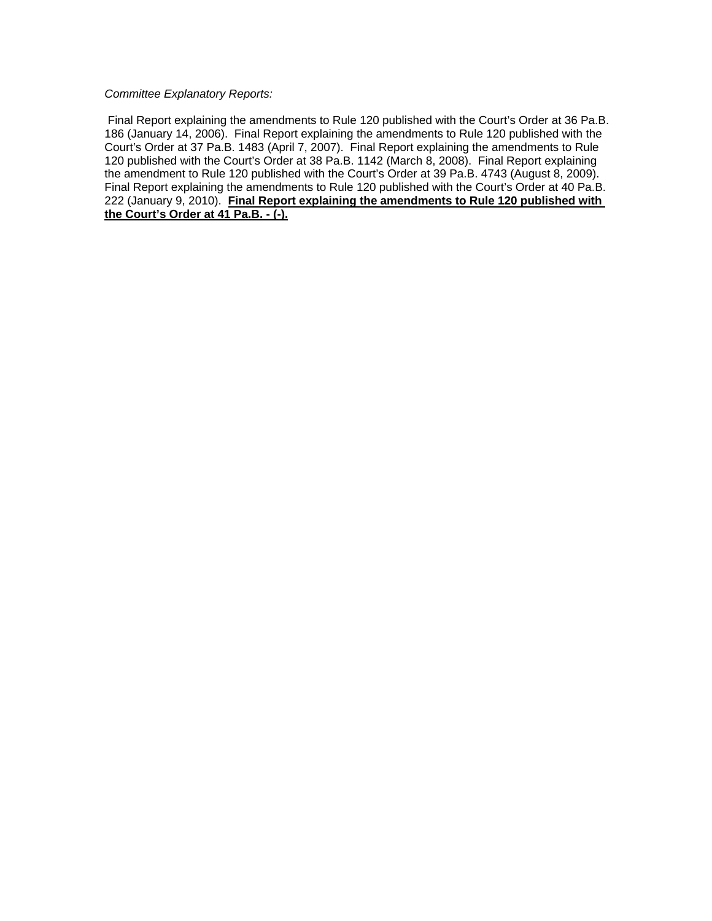*Committee Explanatory Reports:*

Final Report explaining the amendments to Rule 120 published with the Court's Order at 36 Pa.B. 186 (January 14, 2006). Final Report explaining the amendments to Rule 120 published with the Court's Order at 37 Pa.B. 1483 (April 7, 2007). Final Report explaining the amendments to Rule 120 published with the Court's Order at 38 Pa.B. 1142 (March 8, 2008). Final Report explaining the amendment to Rule 120 published with the Court's Order at 39 Pa.B. 4743 (August 8, 2009). Final Report explaining the amendments to Rule 120 published with the Court's Order at 40 Pa.B. 222 (January 9, 2010). **Final Report explaining the amendments to Rule 120 published with the Court's Order at 41 Pa.B. - (-).**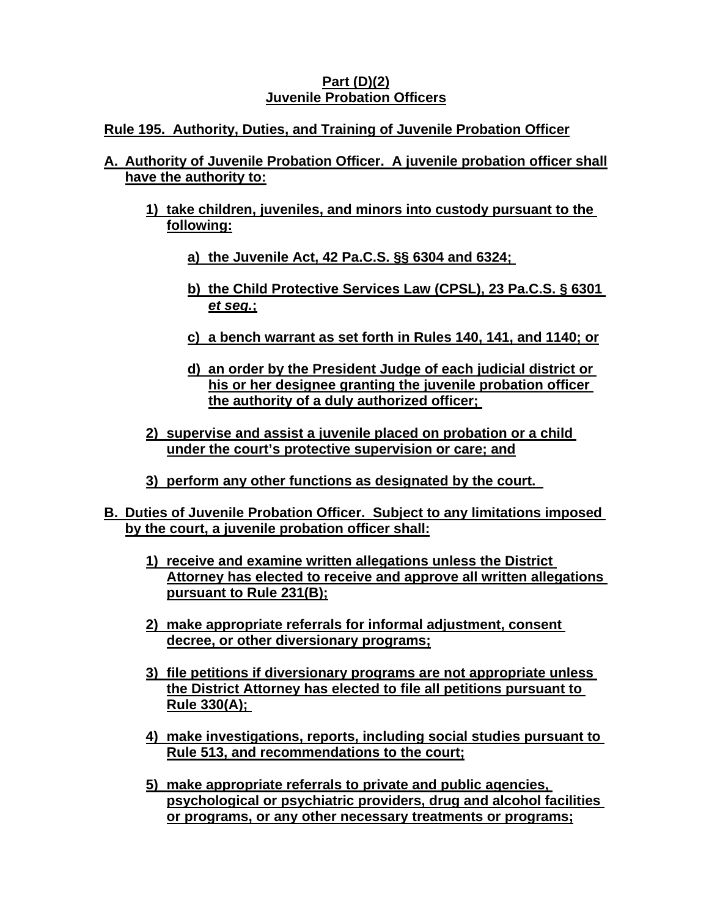**Part (D)(2)**
**Juvenile Probation Officers**

**Rule 195. Authority, Duties, and Training of Juvenile Probation Officer**

**A. Authority of Juvenile Probation Officer. A juvenile probation officer shall have the authority to:**

**1) take children, juveniles, and minors into custody pursuant to the following:**

**a) the Juvenile Act, 42 Pa.C.S. §§ 6304 and 6324;**

**b) the Child Protective Services Law (CPSL), 23 Pa.C.S. § 6301 *et seq.*;**

**c) a bench warrant as set forth in Rules 140, 141, and 1140; or**

**d) an order by the President Judge of each judicial district or his or her designee granting the juvenile probation officer the authority of a duly authorized officer;**

**2) supervise and assist a juvenile placed on probation or a child under the court's protective supervision or care; and**

**3) perform any other functions as designated by the court.**

**B. Duties of Juvenile Probation Officer. Subject to any limitations imposed by the court, a juvenile probation officer shall:**

**1) receive and examine written allegations unless the District Attorney has elected to receive and approve all written allegations pursuant to Rule 231(B);**

**2) make appropriate referrals for informal adjustment, consent decree, or other diversionary programs;**

**3) file petitions if diversionary programs are not appropriate unless the District Attorney has elected to file all petitions pursuant to Rule 330(A);**

**4) make investigations, reports, including social studies pursuant to Rule 513, and recommendations to the court;**

**5) make appropriate referrals to private and public agencies, psychological or psychiatric providers, drug and alcohol facilities or programs, or any other necessary treatments or programs;**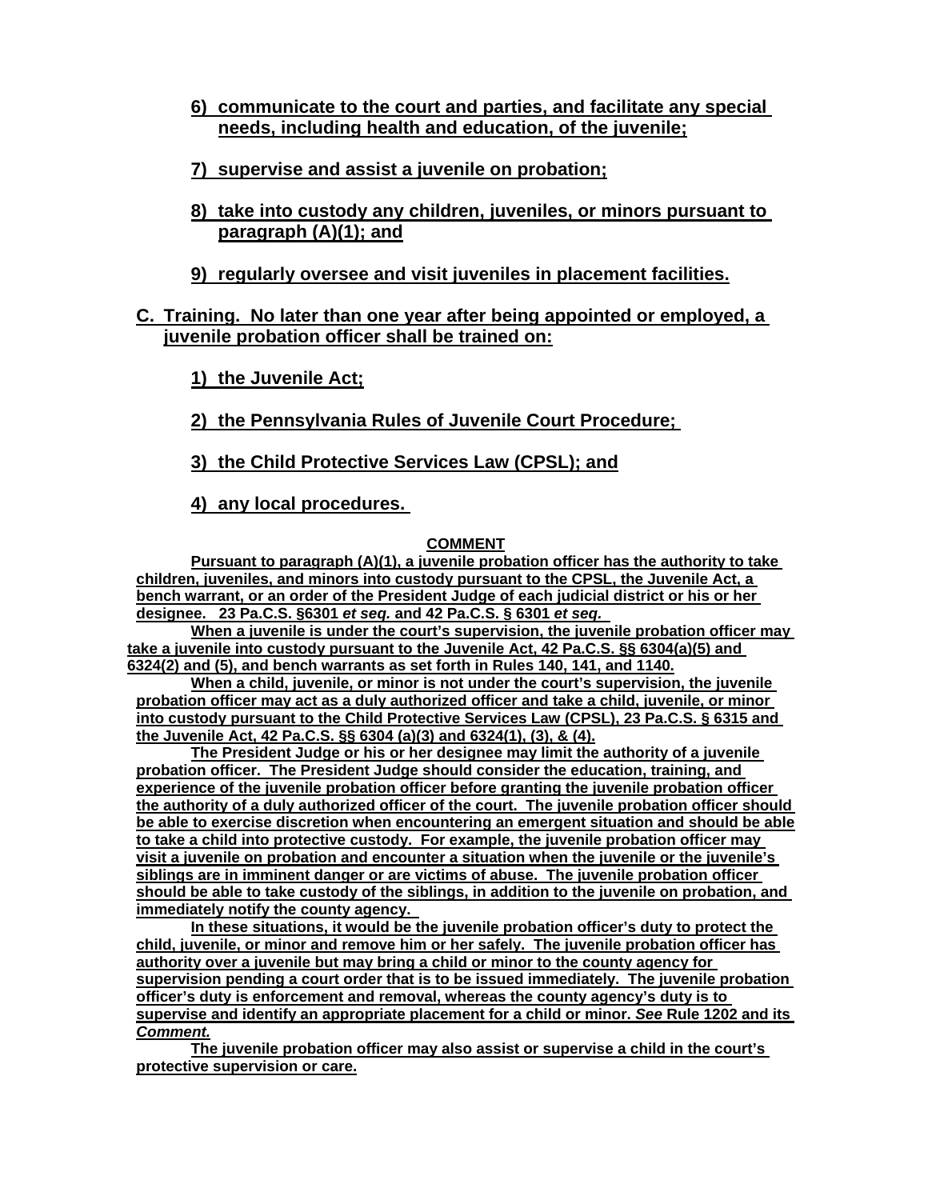6) communicate to the court and parties, and facilitate any special needs, including health and education, of the juvenile;

7) supervise and assist a juvenile on probation;

8) take into custody any children, juveniles, or minors pursuant to paragraph (A)(1); and

9) regularly oversee and visit juveniles in placement facilities.

C. Training. No later than one year after being appointed or employed, a juvenile probation officer shall be trained on:

1) the Juvenile Act;

2) the Pennsylvania Rules of Juvenile Court Procedure;

3) the Child Protective Services Law (CPSL); and

4) any local procedures.

**COMMENT**

Pursuant to paragraph (A)(1), a juvenile probation officer has the authority to take children, juveniles, and minors into custody pursuant to the CPSL, the Juvenile Act, a bench warrant, or an order of the President Judge of each judicial district or his or her designee. 23 Pa.C.S. §6301 *et seq.* and 42 Pa.C.S. § 6301 *et seq.*

When a juvenile is under the court's supervision, the juvenile probation officer may take a juvenile into custody pursuant to the Juvenile Act, 42 Pa.C.S. §§ 6304(a)(5) and 6324(2) and (5), and bench warrants as set forth in Rules 140, 141, and 1140.

When a child, juvenile, or minor is not under the court's supervision, the juvenile probation officer may act as a duly authorized officer and take a child, juvenile, or minor into custody pursuant to the Child Protective Services Law (CPSL), 23 Pa.C.S. § 6315 and the Juvenile Act, 42 Pa.C.S. §§ 6304 (a)(3) and 6324(1), (3), & (4).

The President Judge or his or her designee may limit the authority of a juvenile probation officer. The President Judge should consider the education, training, and experience of the juvenile probation officer before granting the juvenile probation officer the authority of a duly authorized officer of the court. The juvenile probation officer should be able to exercise discretion when encountering an emergent situation and should be able to take a child into protective custody. For example, the juvenile probation officer may visit a juvenile on probation and encounter a situation when the juvenile or the juvenile's siblings are in imminent danger or are victims of abuse. The juvenile probation officer should be able to take custody of the siblings, in addition to the juvenile on probation, and immediately notify the county agency.

In these situations, it would be the juvenile probation officer's duty to protect the child, juvenile, or minor and remove him or her safely. The juvenile probation officer has authority over a juvenile but may bring a child or minor to the county agency for supervision pending a court order that is to be issued immediately. The juvenile probation officer's duty is enforcement and removal, whereas the county agency's duty is to supervise and identify an appropriate placement for a child or minor. *See* Rule 1202 and its *Comment.*

The juvenile probation officer may also assist or supervise a child in the court's protective supervision or care.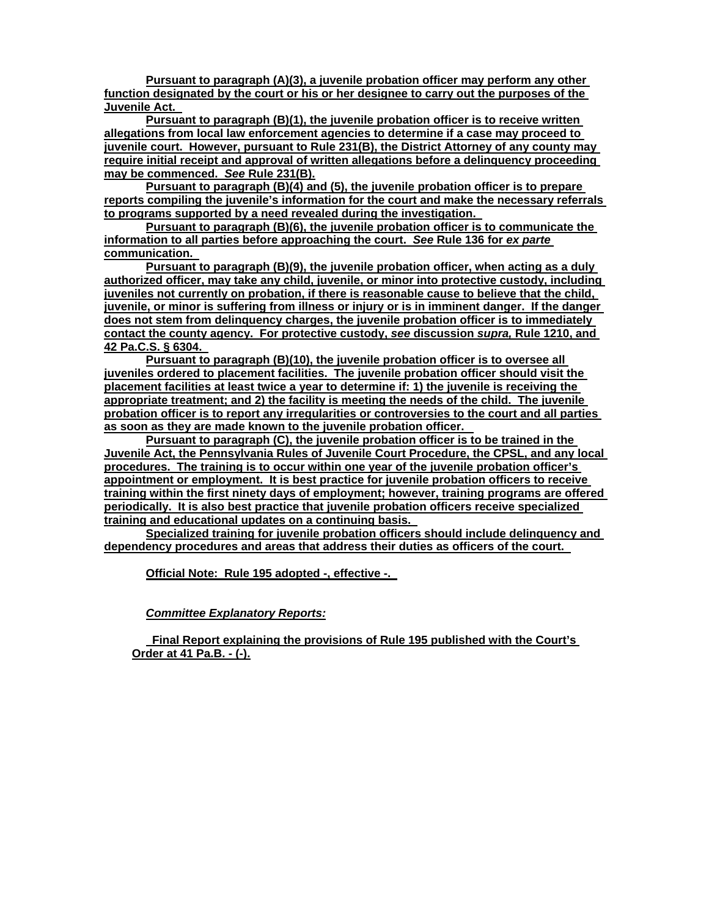**Pursuant to paragraph (A)(3), a juvenile probation officer may perform any other function designated by the court or his or her designee to carry out the purposes of the Juvenile Act.**

**Pursuant to paragraph (B)(1), the juvenile probation officer is to receive written allegations from local law enforcement agencies to determine if a case may proceed to juvenile court. However, pursuant to Rule 231(B), the District Attorney of any county may require initial receipt and approval of written allegations before a delinquency proceeding may be commenced. *See* Rule 231(B).**

**Pursuant to paragraph (B)(4) and (5), the juvenile probation officer is to prepare reports compiling the juvenile's information for the court and make the necessary referrals to programs supported by a need revealed during the investigation.**

**Pursuant to paragraph (B)(6), the juvenile probation officer is to communicate the information to all parties before approaching the court. *See* Rule 136 for *ex parte* communication.**

**Pursuant to paragraph (B)(9), the juvenile probation officer, when acting as a duly authorized officer, may take any child, juvenile, or minor into protective custody, including juveniles not currently on probation, if there is reasonable cause to believe that the child, juvenile, or minor is suffering from illness or injury or is in imminent danger. If the danger does not stem from delinquency charges, the juvenile probation officer is to immediately contact the county agency. For protective custody, *see* discussion *supra,* Rule 1210, and 42 Pa.C.S. § 6304.**

**Pursuant to paragraph (B)(10), the juvenile probation officer is to oversee all juveniles ordered to placement facilities. The juvenile probation officer should visit the placement facilities at least twice a year to determine if: 1) the juvenile is receiving the appropriate treatment; and 2) the facility is meeting the needs of the child. The juvenile probation officer is to report any irregularities or controversies to the court and all parties as soon as they are made known to the juvenile probation officer.**

**Pursuant to paragraph (C), the juvenile probation officer is to be trained in the Juvenile Act, the Pennsylvania Rules of Juvenile Court Procedure, the CPSL, and any local procedures. The training is to occur within one year of the juvenile probation officer's appointment or employment. It is best practice for juvenile probation officers to receive training within the first ninety days of employment; however, training programs are offered periodically. It is also best practice that juvenile probation officers receive specialized training and educational updates on a continuing basis.**

**Specialized training for juvenile probation officers should include delinquency and dependency procedures and areas that address their duties as officers of the court.**

**Official Note: Rule 195 adopted -, effective -.**

***Committee Explanatory Reports:***

**Final Report explaining the provisions of Rule 195 published with the Court's Order at 41 Pa.B. - (-).**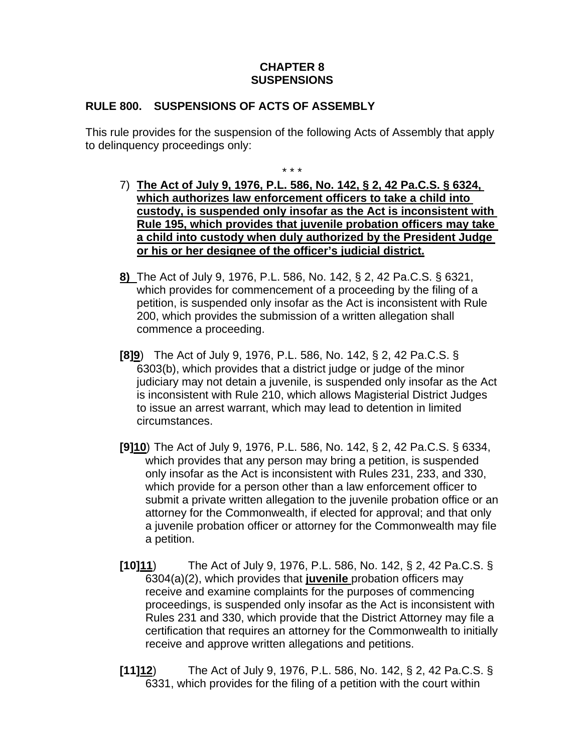**CHAPTER 8**
**SUSPENSIONS**

**RULE 800. SUSPENSIONS OF ACTS OF ASSEMBLY**

This rule provides for the suspension of the following Acts of Assembly that apply to delinquency proceedings only:

\* \* \*

7) **<u>The Act of July 9, 1976, P.L. 586, No. 142, § 2, 42 Pa.C.S. § 6324, which authorizes law enforcement officers to take a child into custody, is suspended only insofar as the Act is inconsistent with Rule 195, which provides that juvenile probation officers may take a child into custody when duly authorized by the President Judge or his or her designee of the officer's judicial district.</u>**

**<u>8)</u>** The Act of July 9, 1976, P.L. 586, No. 142, § 2, 42 Pa.C.S. § 6321, which provides for commencement of a proceeding by the filing of a petition, is suspended only insofar as the Act is inconsistent with Rule 200, which provides the submission of a written allegation shall commence a proceeding.

**[8]<u>9</u>**) The Act of July 9, 1976, P.L. 586, No. 142, § 2, 42 Pa.C.S. § 6303(b), which provides that a district judge or judge of the minor judiciary may not detain a juvenile, is suspended only insofar as the Act is inconsistent with Rule 210, which allows Magisterial District Judges to issue an arrest warrant, which may lead to detention in limited circumstances.

**[9]<u>10</u>**) The Act of July 9, 1976, P.L. 586, No. 142, § 2, 42 Pa.C.S. § 6334, which provides that any person may bring a petition, is suspended only insofar as the Act is inconsistent with Rules 231, 233, and 330, which provide for a person other than a law enforcement officer to submit a private written allegation to the juvenile probation office or an attorney for the Commonwealth, if elected for approval; and that only a juvenile probation officer or attorney for the Commonwealth may file a petition.

**[10]<u>11</u>**) The Act of July 9, 1976, P.L. 586, No. 142, § 2, 42 Pa.C.S. § 6304(a)(2), which provides that **<u>juvenile</u>** probation officers may receive and examine complaints for the purposes of commencing proceedings, is suspended only insofar as the Act is inconsistent with Rules 231 and 330, which provide that the District Attorney may file a certification that requires an attorney for the Commonwealth to initially receive and approve written allegations and petitions.

**[11]<u>12</u>**) The Act of July 9, 1976, P.L. 586, No. 142, § 2, 42 Pa.C.S. § 6331, which provides for the filing of a petition with the court within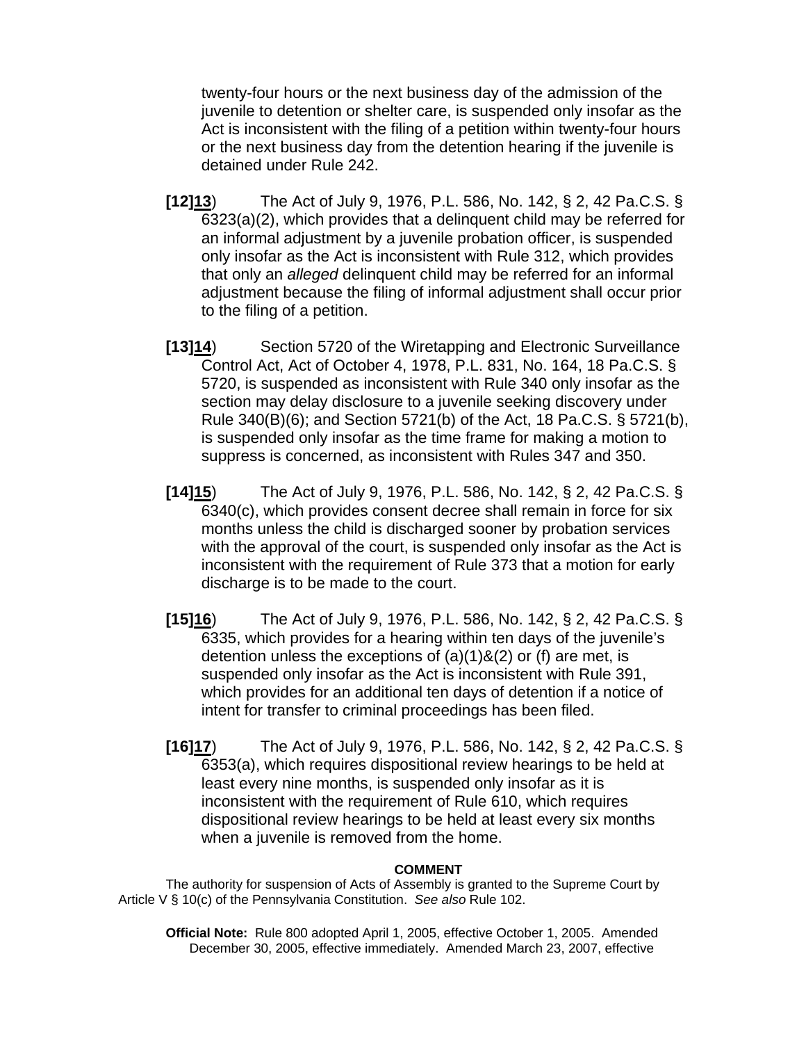twenty-four hours or the next business day of the admission of the juvenile to detention or shelter care, is suspended only insofar as the Act is inconsistent with the filing of a petition within twenty-four hours or the next business day from the detention hearing if the juvenile is detained under Rule 242.

**[12]**<u>**13**</u>) The Act of July 9, 1976, P.L. 586, No. 142, § 2, 42 Pa.C.S. § 6323(a)(2), which provides that a delinquent child may be referred for an informal adjustment by a juvenile probation officer, is suspended only insofar as the Act is inconsistent with Rule 312, which provides that only an *alleged* delinquent child may be referred for an informal adjustment because the filing of informal adjustment shall occur prior to the filing of a petition.

**[13]**<u>**14**</u>) Section 5720 of the Wiretapping and Electronic Surveillance Control Act, Act of October 4, 1978, P.L. 831, No. 164, 18 Pa.C.S. § 5720, is suspended as inconsistent with Rule 340 only insofar as the section may delay disclosure to a juvenile seeking discovery under Rule 340(B)(6); and Section 5721(b) of the Act, 18 Pa.C.S. § 5721(b), is suspended only insofar as the time frame for making a motion to suppress is concerned, as inconsistent with Rules 347 and 350.

**[14]**<u>**15**</u>) The Act of July 9, 1976, P.L. 586, No. 142, § 2, 42 Pa.C.S. § 6340(c), which provides consent decree shall remain in force for six months unless the child is discharged sooner by probation services with the approval of the court, is suspended only insofar as the Act is inconsistent with the requirement of Rule 373 that a motion for early discharge is to be made to the court.

**[15]**<u>**16**</u>) The Act of July 9, 1976, P.L. 586, No. 142, § 2, 42 Pa.C.S. § 6335, which provides for a hearing within ten days of the juvenile's detention unless the exceptions of (a)(1)&(2) or (f) are met, is suspended only insofar as the Act is inconsistent with Rule 391, which provides for an additional ten days of detention if a notice of intent for transfer to criminal proceedings has been filed.

**[16]**<u>**17**</u>) The Act of July 9, 1976, P.L. 586, No. 142, § 2, 42 Pa.C.S. § 6353(a), which requires dispositional review hearings to be held at least every nine months, is suspended only insofar as it is inconsistent with the requirement of Rule 610, which requires dispositional review hearings to be held at least every six months when a juvenile is removed from the home.

**COMMENT**

The authority for suspension of Acts of Assembly is granted to the Supreme Court by Article V § 10(c) of the Pennsylvania Constitution. *See also* Rule 102.

**Official Note:** Rule 800 adopted April 1, 2005, effective October 1, 2005. Amended December 30, 2005, effective immediately. Amended March 23, 2007, effective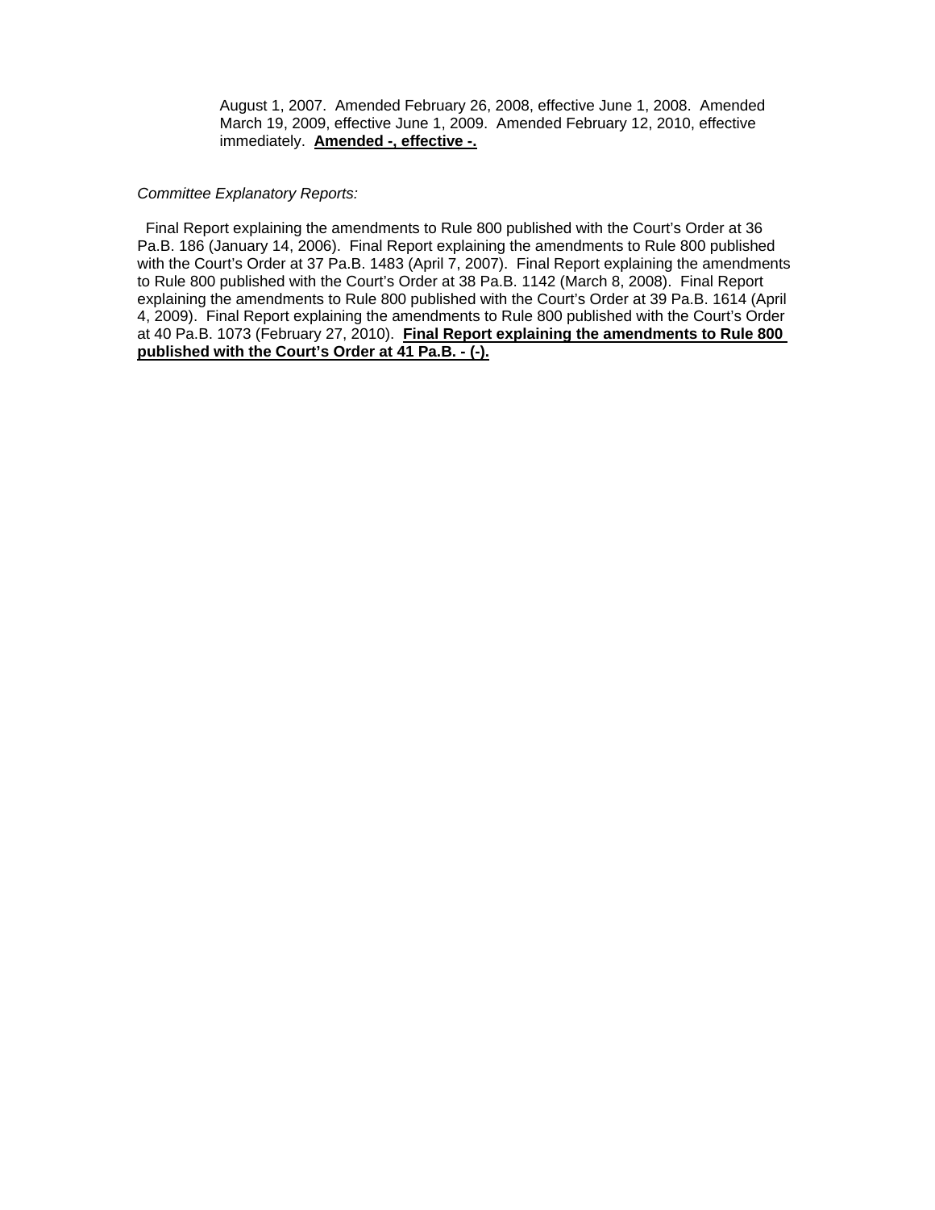August 1, 2007. Amended February 26, 2008, effective June 1, 2008. Amended March 19, 2009, effective June 1, 2009. Amended February 12, 2010, effective immediately. **Amended -, effective -.**

*Committee Explanatory Reports:*

Final Report explaining the amendments to Rule 800 published with the Court's Order at 36 Pa.B. 186 (January 14, 2006). Final Report explaining the amendments to Rule 800 published with the Court's Order at 37 Pa.B. 1483 (April 7, 2007). Final Report explaining the amendments to Rule 800 published with the Court's Order at 38 Pa.B. 1142 (March 8, 2008). Final Report explaining the amendments to Rule 800 published with the Court's Order at 39 Pa.B. 1614 (April 4, 2009). Final Report explaining the amendments to Rule 800 published with the Court's Order at 40 Pa.B. 1073 (February 27, 2010). **Final Report explaining the amendments to Rule 800 published with the Court's Order at 41 Pa.B. - (-).**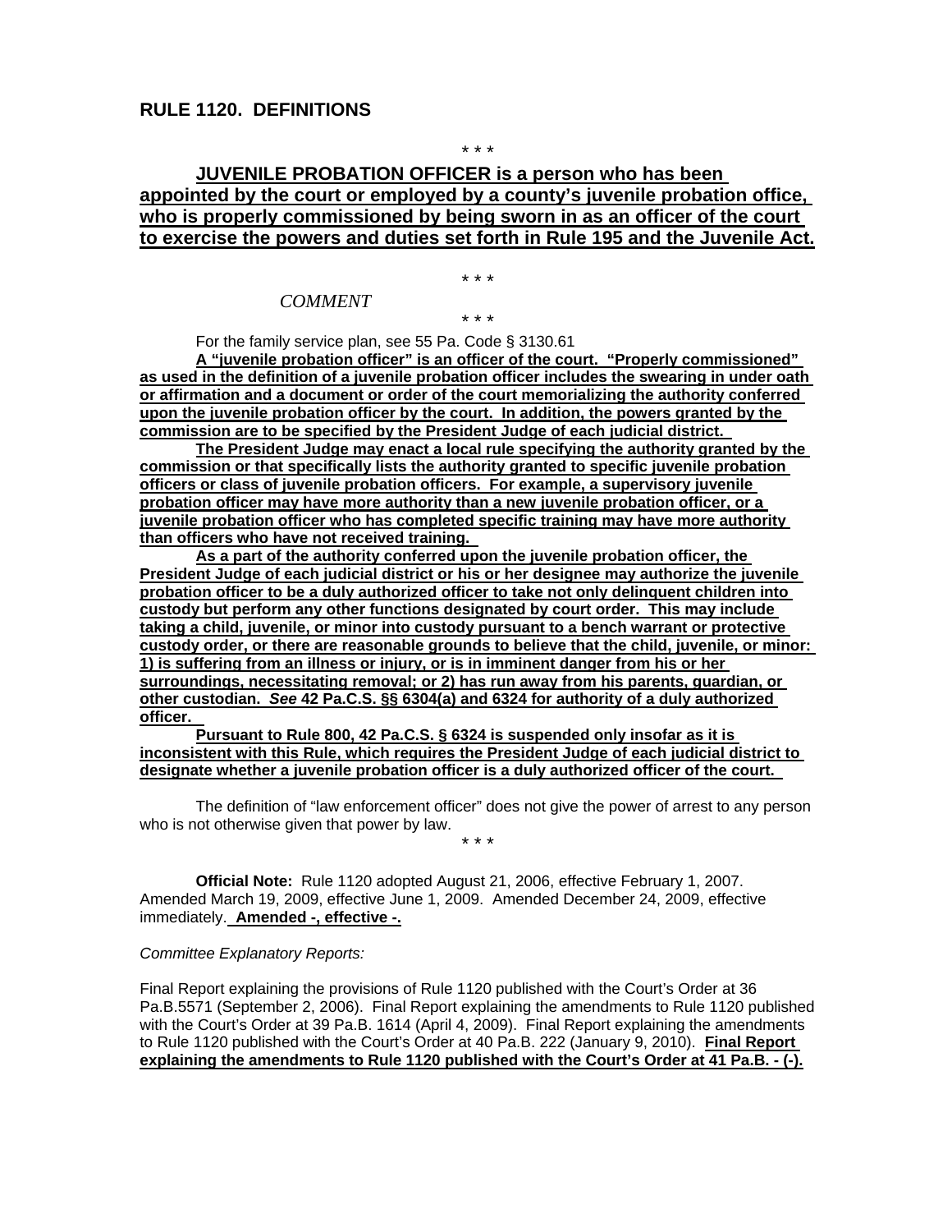## RULE 1120. DEFINITIONS

\* \* \*

**JUVENILE PROBATION OFFICER is a person who has been appointed by the court or employed by a county's juvenile probation office, who is properly commissioned by being sworn in as an officer of the court to exercise the powers and duties set forth in Rule 195 and the Juvenile Act.**

\* \* \*

*COMMENT*

\* \* \*

For the family service plan, see 55 Pa. Code § 3130.61

**A "juvenile probation officer" is an officer of the court. "Properly commissioned" as used in the definition of a juvenile probation officer includes the swearing in under oath or affirmation and a document or order of the court memorializing the authority conferred upon the juvenile probation officer by the court. In addition, the powers granted by the commission are to be specified by the President Judge of each judicial district.**

**The President Judge may enact a local rule specifying the authority granted by the commission or that specifically lists the authority granted to specific juvenile probation officers or class of juvenile probation officers. For example, a supervisory juvenile probation officer may have more authority than a new juvenile probation officer, or a juvenile probation officer who has completed specific training may have more authority than officers who have not received training.**

**As a part of the authority conferred upon the juvenile probation officer, the President Judge of each judicial district or his or her designee may authorize the juvenile probation officer to be a duly authorized officer to take not only delinquent children into custody but perform any other functions designated by court order. This may include taking a child, juvenile, or minor into custody pursuant to a bench warrant or protective custody order, or there are reasonable grounds to believe that the child, juvenile, or minor: 1) is suffering from an illness or injury, or is in imminent danger from his or her surroundings, necessitating removal; or 2) has run away from his parents, guardian, or other custodian. *See* 42 Pa.C.S. §§ 6304(a) and 6324 for authority of a duly authorized officer.**

**Pursuant to Rule 800, 42 Pa.C.S. § 6324 is suspended only insofar as it is inconsistent with this Rule, which requires the President Judge of each judicial district to designate whether a juvenile probation officer is a duly authorized officer of the court.**

The definition of "law enforcement officer" does not give the power of arrest to any person who is not otherwise given that power by law.

\* \* \*

**Official Note:** Rule 1120 adopted August 21, 2006, effective February 1, 2007. Amended March 19, 2009, effective June 1, 2009. Amended December 24, 2009, effective immediately. **Amended -, effective -.**

*Committee Explanatory Reports:*

Final Report explaining the provisions of Rule 1120 published with the Court's Order at 36 Pa.B.5571 (September 2, 2006). Final Report explaining the amendments to Rule 1120 published with the Court's Order at 39 Pa.B. 1614 (April 4, 2009). Final Report explaining the amendments to Rule 1120 published with the Court's Order at 40 Pa.B. 222 (January 9, 2010). **Final Report explaining the amendments to Rule 1120 published with the Court's Order at 41 Pa.B. - (-).**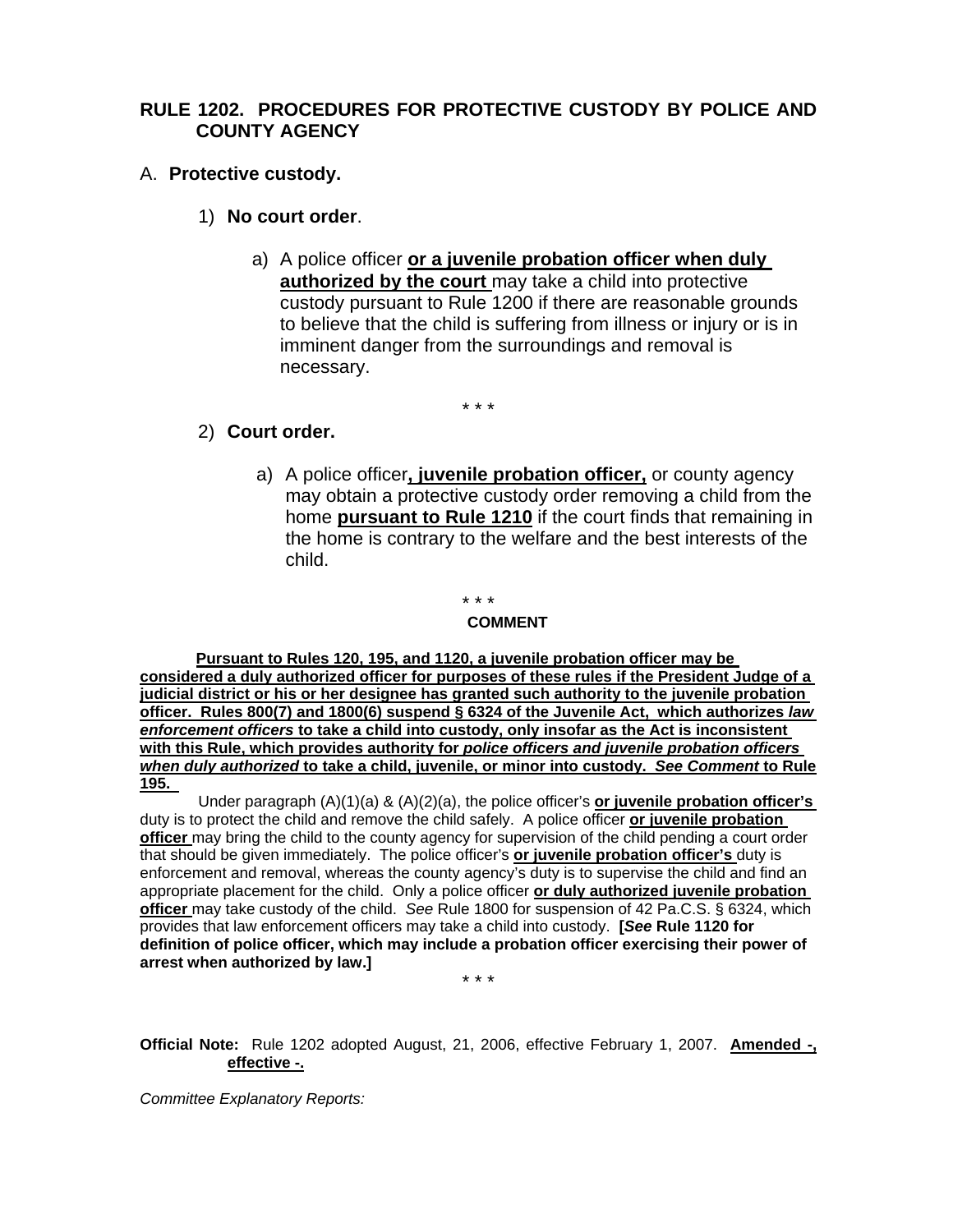## RULE 1202. PROCEDURES FOR PROTECTIVE CUSTODY BY POLICE AND COUNTY AGENCY

A. **Protective custody.**

1) **No court order**.

a) A police officer **<u>or a juvenile probation officer when duly authorized by the court</u>** may take a child into protective custody pursuant to Rule 1200 if there are reasonable grounds to believe that the child is suffering from illness or injury or is in imminent danger from the surroundings and removal is necessary.

\* \* \*

2) **Court order.**

a) A police officer**<u>, juvenile probation officer,</u>** or county agency may obtain a protective custody order removing a child from the home **<u>pursuant to Rule 1210</u>** if the court finds that remaining in the home is contrary to the welfare and the best interests of the child.

\* \* \*

**COMMENT**

**<u>Pursuant to Rules 120, 195, and 1120, a juvenile probation officer may be considered a duly authorized officer for purposes of these rules if the President Judge of a judicial district or his or her designee has granted such authority to the juvenile probation officer. Rules 800(7) and 1800(6) suspend § 6324 of the Juvenile Act, which authorizes *law enforcement officers* to take a child into custody, only insofar as the Act is inconsistent with this Rule, which provides authority for *police officers and juvenile probation officers when duly authorized* to take a child, juvenile, or minor into custody. *See Comment* to Rule 195.</u>**

Under paragraph (A)(1)(a) & (A)(2)(a), the police officer's **<u>or juvenile probation officer's</u>** duty is to protect the child and remove the child safely. A police officer **<u>or juvenile probation officer</u>** may bring the child to the county agency for supervision of the child pending a court order that should be given immediately. The police officer's **<u>or juvenile probation officer's</u>** duty is enforcement and removal, whereas the county agency's duty is to supervise the child and find an appropriate placement for the child. Only a police officer **<u>or duly authorized juvenile probation officer</u>** may take custody of the child. *See* Rule 1800 for suspension of 42 Pa.C.S. § 6324, which provides that law enforcement officers may take a child into custody. **[*See* Rule 1120 for definition of police officer, which may include a probation officer exercising their power of arrest when authorized by law.]**

\* \* \*

**Official Note:** Rule 1202 adopted August, 21, 2006, effective February 1, 2007. **<u>Amended -, effective -.</u>**

*Committee Explanatory Reports:*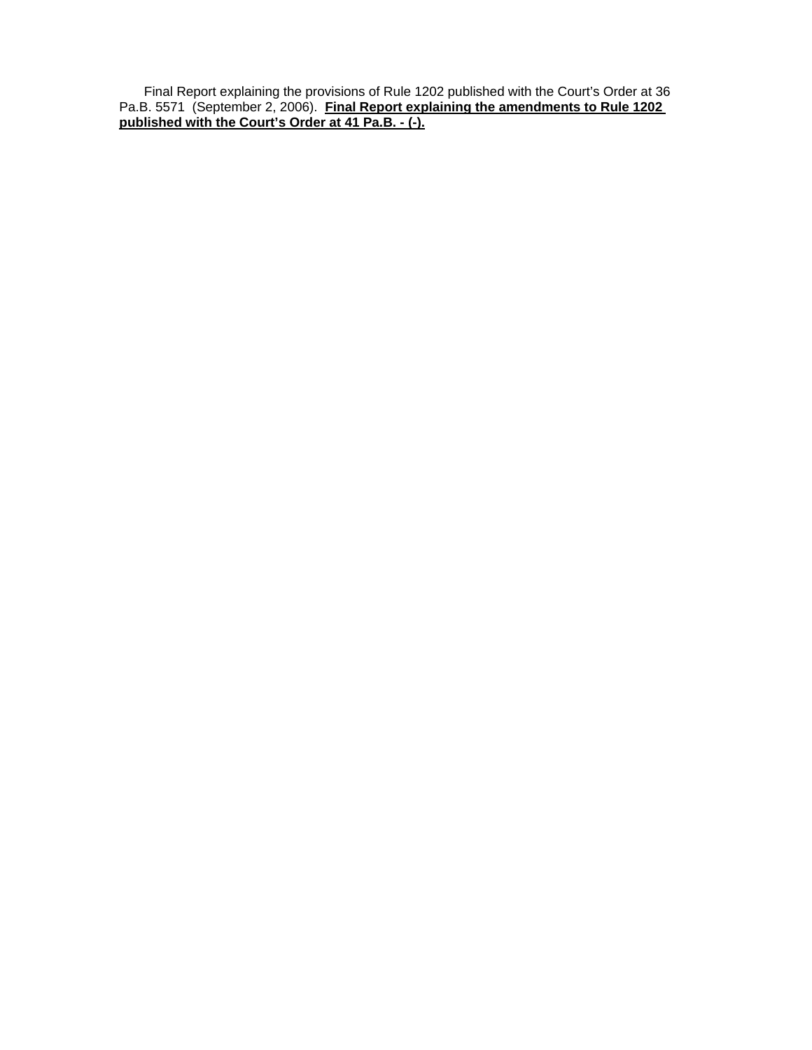Final Report explaining the provisions of Rule 1202 published with the Court's Order at 36 Pa.B. 5571 (September 2, 2006). **Final Report explaining the amendments to Rule 1202 published with the Court's Order at 41 Pa.B. - (-).**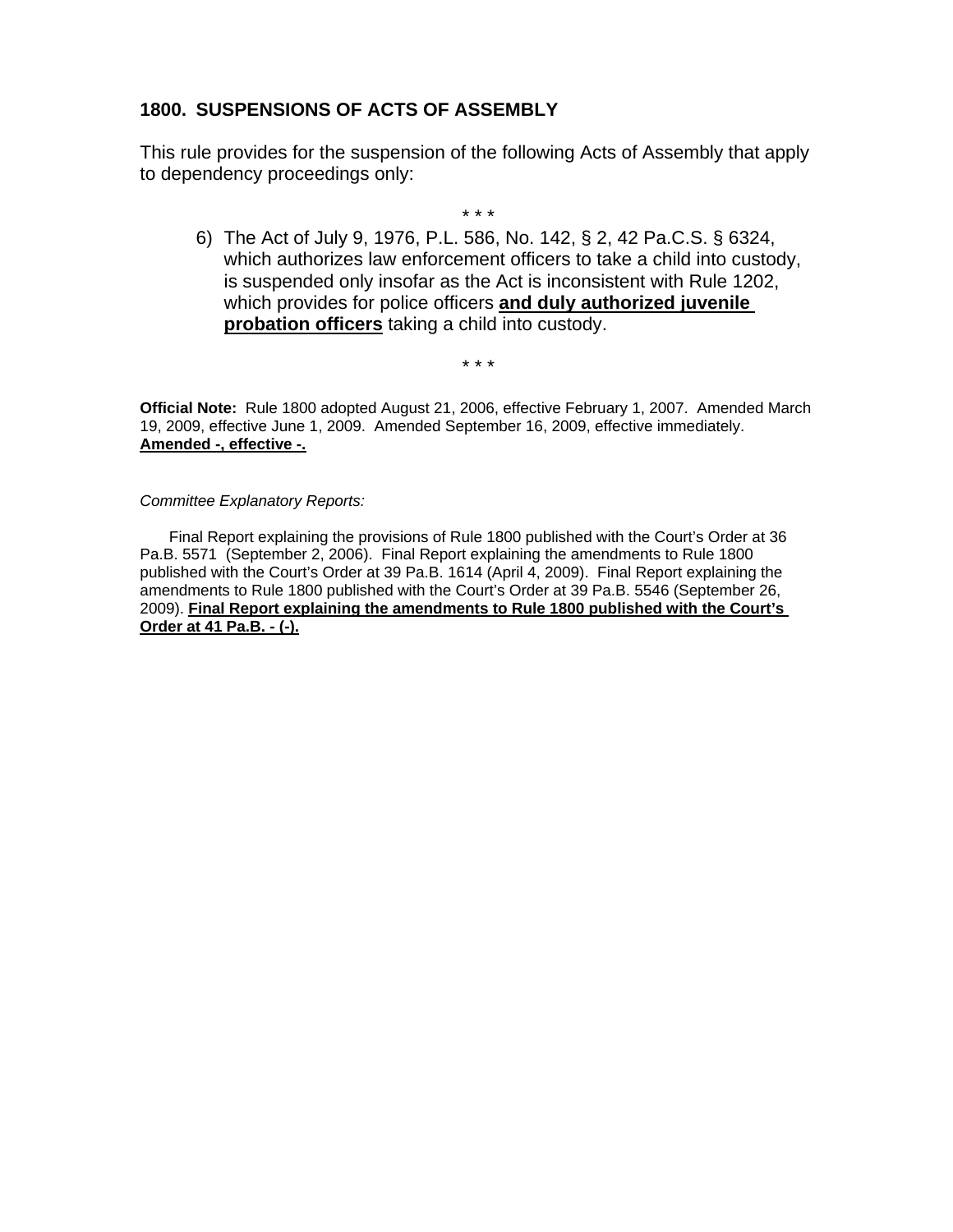## 1800. SUSPENSIONS OF ACTS OF ASSEMBLY

This rule provides for the suspension of the following Acts of Assembly that apply to dependency proceedings only:

\* \* \*

6) The Act of July 9, 1976, P.L. 586, No. 142, § 2, 42 Pa.C.S. § 6324, which authorizes law enforcement officers to take a child into custody, is suspended only insofar as the Act is inconsistent with Rule 1202, which provides for police officers <u>**and duly authorized juvenile probation officers**</u> taking a child into custody.

\* \* \*

**Official Note:** Rule 1800 adopted August 21, 2006, effective February 1, 2007. Amended March 19, 2009, effective June 1, 2009. Amended September 16, 2009, effective immediately. <u>**Amended -, effective -.**</u>

*Committee Explanatory Reports:*

Final Report explaining the provisions of Rule 1800 published with the Court's Order at 36 Pa.B. 5571 (September 2, 2006). Final Report explaining the amendments to Rule 1800 published with the Court's Order at 39 Pa.B. 1614 (April 4, 2009). Final Report explaining the amendments to Rule 1800 published with the Court's Order at 39 Pa.B. 5546 (September 26, 2009). <u>**Final Report explaining the amendments to Rule 1800 published with the Court's Order at 41 Pa.B. - (-).**</u>